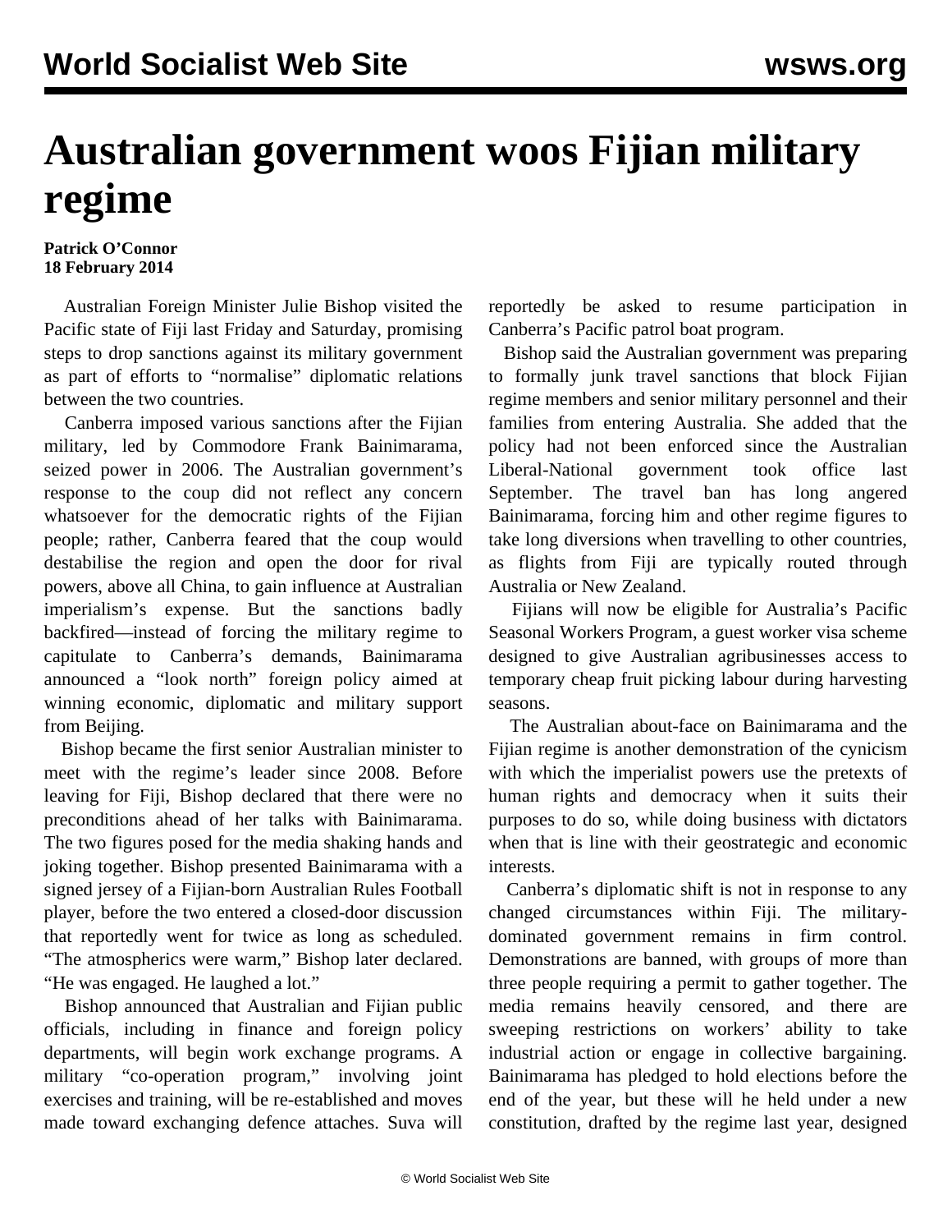# Australian government woos Fijian military regime

**Patrick O'Connor**
**18 February 2014**

Australian Foreign Minister Julie Bishop visited the Pacific state of Fiji last Friday and Saturday, promising steps to drop sanctions against its military government as part of efforts to "normalise" diplomatic relations between the two countries.

Canberra imposed various sanctions after the Fijian military, led by Commodore Frank Bainimarama, seized power in 2006. The Australian government's response to the coup did not reflect any concern whatsoever for the democratic rights of the Fijian people; rather, Canberra feared that the coup would destabilise the region and open the door for rival powers, above all China, to gain influence at Australian imperialism's expense. But the sanctions badly backfired—instead of forcing the military regime to capitulate to Canberra's demands, Bainimarama announced a "look north" foreign policy aimed at winning economic, diplomatic and military support from Beijing.

Bishop became the first senior Australian minister to meet with the regime's leader since 2008. Before leaving for Fiji, Bishop declared that there were no preconditions ahead of her talks with Bainimarama. The two figures posed for the media shaking hands and joking together. Bishop presented Bainimarama with a signed jersey of a Fijian-born Australian Rules Football player, before the two entered a closed-door discussion that reportedly went for twice as long as scheduled. "The atmospherics were warm," Bishop later declared. "He was engaged. He laughed a lot."

Bishop announced that Australian and Fijian public officials, including in finance and foreign policy departments, will begin work exchange programs. A military "co-operation program," involving joint exercises and training, will be re-established and moves made toward exchanging defence attaches. Suva will reportedly be asked to resume participation in Canberra's Pacific patrol boat program.

Bishop said the Australian government was preparing to formally junk travel sanctions that block Fijian regime members and senior military personnel and their families from entering Australia. She added that the policy had not been enforced since the Australian Liberal-National government took office last September. The travel ban has long angered Bainimarama, forcing him and other regime figures to take long diversions when travelling to other countries, as flights from Fiji are typically routed through Australia or New Zealand.

Fijians will now be eligible for Australia's Pacific Seasonal Workers Program, a guest worker visa scheme designed to give Australian agribusinesses access to temporary cheap fruit picking labour during harvesting seasons.

The Australian about-face on Bainimarama and the Fijian regime is another demonstration of the cynicism with which the imperialist powers use the pretexts of human rights and democracy when it suits their purposes to do so, while doing business with dictators when that is line with their geostrategic and economic interests.

Canberra's diplomatic shift is not in response to any changed circumstances within Fiji. The military-dominated government remains in firm control. Demonstrations are banned, with groups of more than three people requiring a permit to gather together. The media remains heavily censored, and there are sweeping restrictions on workers' ability to take industrial action or engage in collective bargaining. Bainimarama has pledged to hold elections before the end of the year, but these will he held under a new constitution, drafted by the regime last year, designed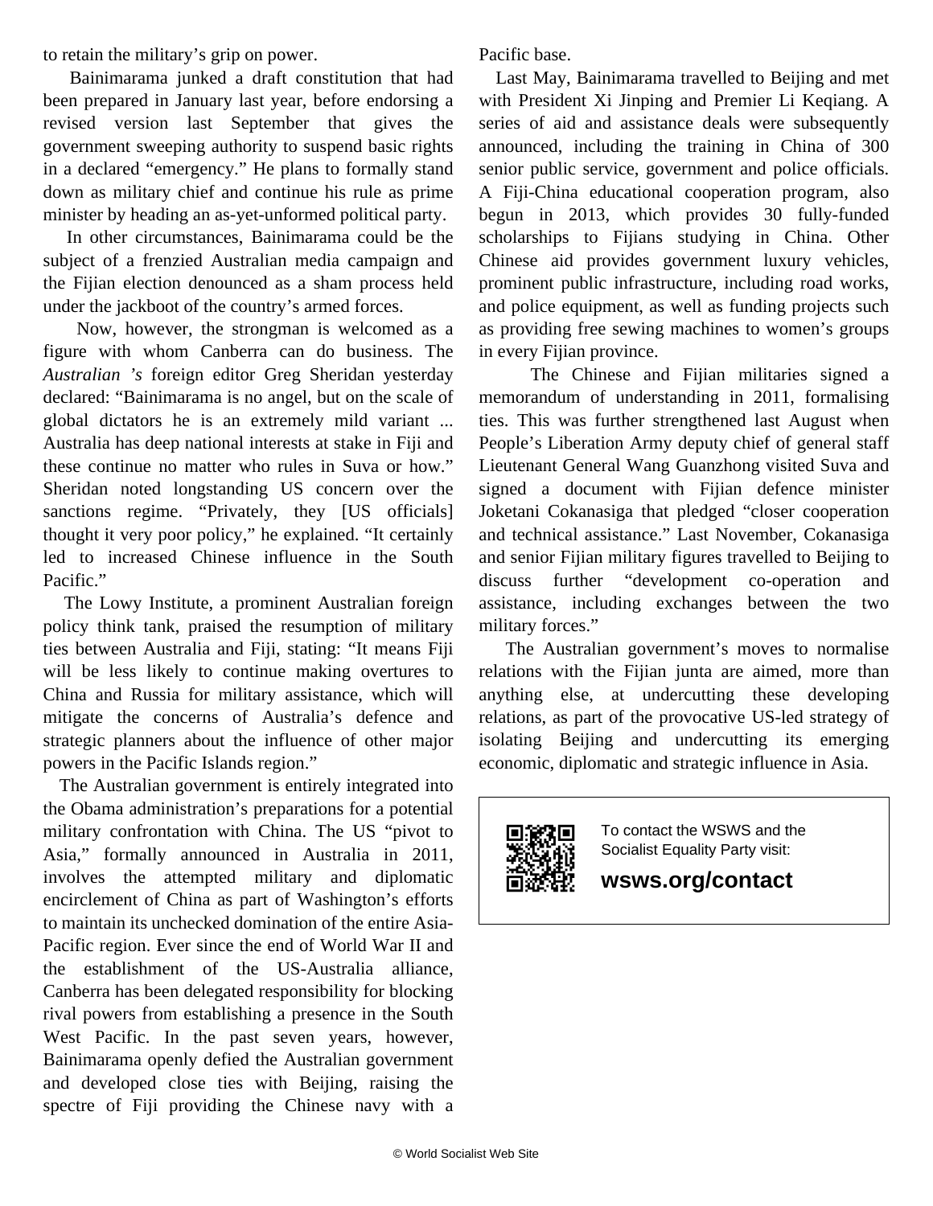to retain the military's grip on power.

Bainimarama junked a draft constitution that had been prepared in January last year, before endorsing a revised version last September that gives the government sweeping authority to suspend basic rights in a declared "emergency." He plans to formally stand down as military chief and continue his rule as prime minister by heading an as-yet-unformed political party.

In other circumstances, Bainimarama could be the subject of a frenzied Australian media campaign and the Fijian election denounced as a sham process held under the jackboot of the country's armed forces.

Now, however, the strongman is welcomed as a figure with whom Canberra can do business. The *Australian 's* foreign editor Greg Sheridan yesterday declared: "Bainimarama is no angel, but on the scale of global dictators he is an extremely mild variant ... Australia has deep national interests at stake in Fiji and these continue no matter who rules in Suva or how." Sheridan noted longstanding US concern over the sanctions regime. "Privately, they [US officials] thought it very poor policy," he explained. "It certainly led to increased Chinese influence in the South Pacific."

The Lowy Institute, a prominent Australian foreign policy think tank, praised the resumption of military ties between Australia and Fiji, stating: "It means Fiji will be less likely to continue making overtures to China and Russia for military assistance, which will mitigate the concerns of Australia's defence and strategic planners about the influence of other major powers in the Pacific Islands region."

The Australian government is entirely integrated into the Obama administration's preparations for a potential military confrontation with China. The US "pivot to Asia," formally announced in Australia in 2011, involves the attempted military and diplomatic encirclement of China as part of Washington's efforts to maintain its unchecked domination of the entire Asia-Pacific region. Ever since the end of World War II and the establishment of the US-Australia alliance, Canberra has been delegated responsibility for blocking rival powers from establishing a presence in the South West Pacific. In the past seven years, however, Bainimarama openly defied the Australian government and developed close ties with Beijing, raising the spectre of Fiji providing the Chinese navy with a Pacific base.

Last May, Bainimarama travelled to Beijing and met with President Xi Jinping and Premier Li Keqiang. A series of aid and assistance deals were subsequently announced, including the training in China of 300 senior public service, government and police officials. A Fiji-China educational cooperation program, also begun in 2013, which provides 30 fully-funded scholarships to Fijians studying in China. Other Chinese aid provides government luxury vehicles, prominent public infrastructure, including road works, and police equipment, as well as funding projects such as providing free sewing machines to women's groups in every Fijian province.

The Chinese and Fijian militaries signed a memorandum of understanding in 2011, formalising ties. This was further strengthened last August when People's Liberation Army deputy chief of general staff Lieutenant General Wang Guanzhong visited Suva and signed a document with Fijian defence minister Joketani Cokanasiga that pledged "closer cooperation and technical assistance." Last November, Cokanasiga and senior Fijian military figures travelled to Beijing to discuss further "development co-operation and assistance, including exchanges between the two military forces."

The Australian government's moves to normalise relations with the Fijian junta are aimed, more than anything else, at undercutting these developing relations, as part of the provocative US-led strategy of isolating Beijing and undercutting its emerging economic, diplomatic and strategic influence in Asia.

To contact the WSWS and the Socialist Equality Party visit:

**wsws.org/contact**